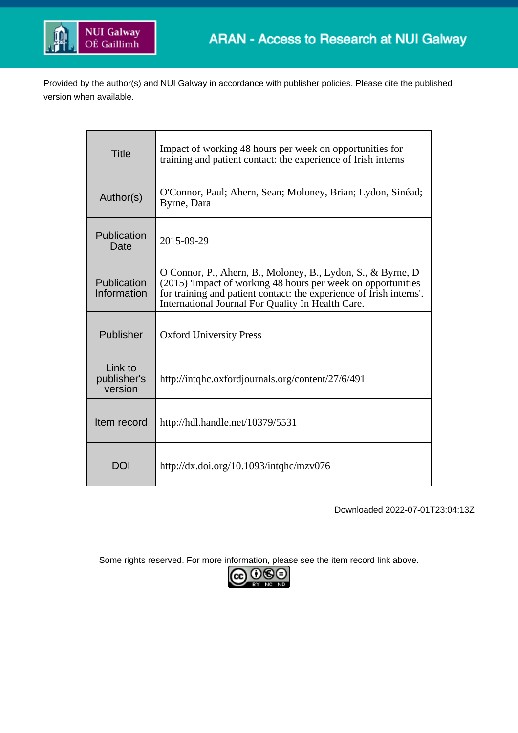NUI Galway
OÉ Gaillimh

ARAN - Access to Research at NUI Galway

Provided by the author(s) and NUI Galway in accordance with publisher policies. Please cite the published version when available.

| | |
|---|---|
| Title | Impact of working 48 hours per week on opportunities for training and patient contact: the experience of Irish interns |
| Author(s) | O'Connor, Paul; Ahern, Sean; Moloney, Brian; Lydon, Sinéad; Byrne, Dara |
| Publication Date | 2015-09-29 |
| Publication Information | O Connor, P., Ahern, B., Moloney, B., Lydon, S., & Byrne, D (2015) 'Impact of working 48 hours per week on opportunities for training and patient contact: the experience of Irish interns'. International Journal For Quality In Health Care. |
| Publisher | Oxford University Press |
| Link to publisher's version | http://intqhc.oxfordjournals.org/content/27/6/491 |
| Item record | http://hdl.handle.net/10379/5531 |
| DOI | http://dx.doi.org/10.1093/intqhc/mzv076 |

Downloaded 2022-07-01T23:04:13Z

Some rights reserved. For more information, please see the item record link above.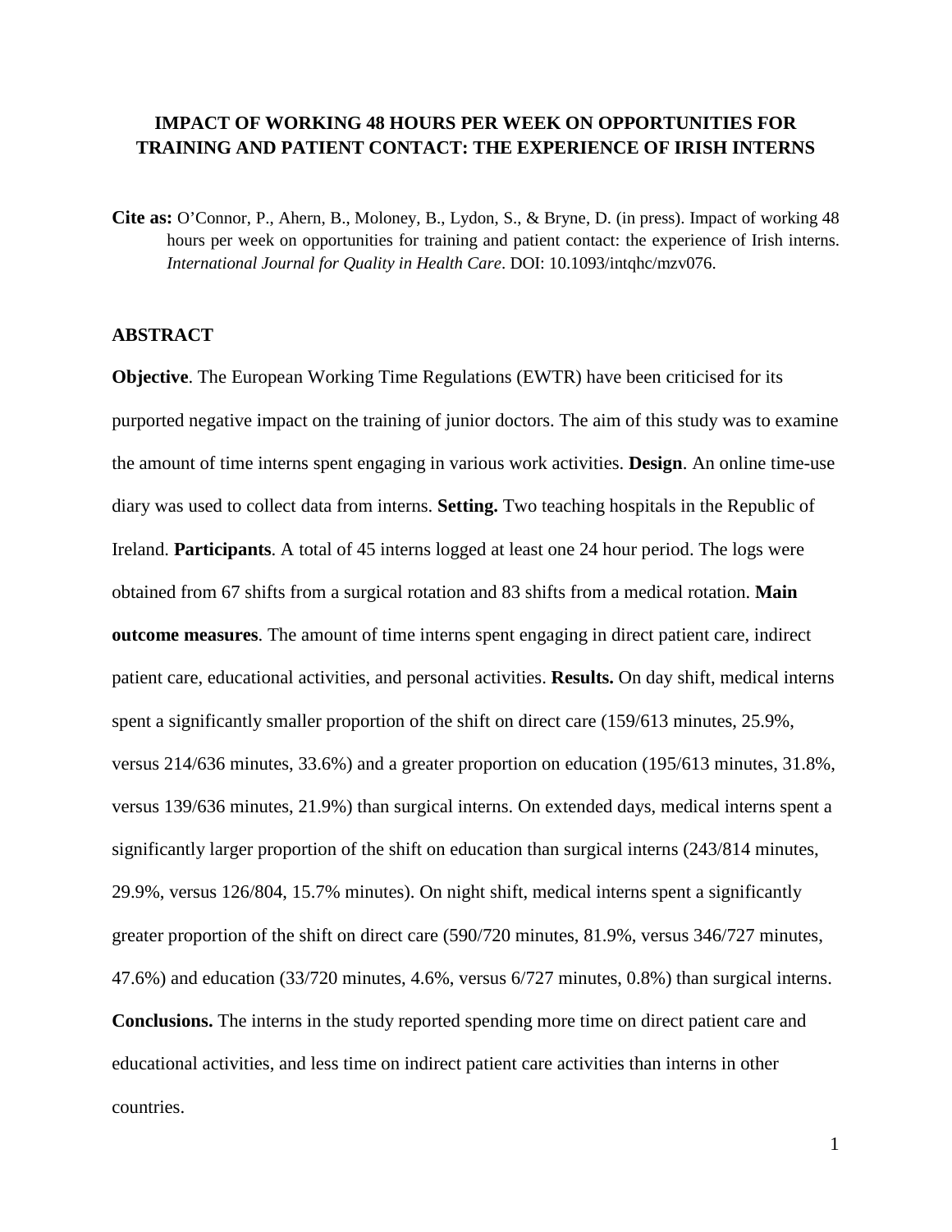# IMPACT OF WORKING 48 HOURS PER WEEK ON OPPORTUNITIES FOR TRAINING AND PATIENT CONTACT: THE EXPERIENCE OF IRISH INTERNS

**Cite as:** O'Connor, P., Ahern, B., Moloney, B., Lydon, S., & Bryne, D. (in press). Impact of working 48 hours per week on opportunities for training and patient contact: the experience of Irish interns. *International Journal for Quality in Health Care*. DOI: 10.1093/intqhc/mzv076.

## ABSTRACT

**Objective**. The European Working Time Regulations (EWTR) have been criticised for its purported negative impact on the training of junior doctors. The aim of this study was to examine the amount of time interns spent engaging in various work activities. **Design**. An online time-use diary was used to collect data from interns. **Setting.** Two teaching hospitals in the Republic of Ireland. **Participants**. A total of 45 interns logged at least one 24 hour period. The logs were obtained from 67 shifts from a surgical rotation and 83 shifts from a medical rotation. **Main outcome measures**. The amount of time interns spent engaging in direct patient care, indirect patient care, educational activities, and personal activities. **Results.** On day shift, medical interns spent a significantly smaller proportion of the shift on direct care (159/613 minutes, 25.9%, versus 214/636 minutes, 33.6%) and a greater proportion on education (195/613 minutes, 31.8%, versus 139/636 minutes, 21.9%) than surgical interns. On extended days, medical interns spent a significantly larger proportion of the shift on education than surgical interns (243/814 minutes, 29.9%, versus 126/804, 15.7% minutes). On night shift, medical interns spent a significantly greater proportion of the shift on direct care (590/720 minutes, 81.9%, versus 346/727 minutes, 47.6%) and education (33/720 minutes, 4.6%, versus 6/727 minutes, 0.8%) than surgical interns. **Conclusions.** The interns in the study reported spending more time on direct patient care and educational activities, and less time on indirect patient care activities than interns in other countries.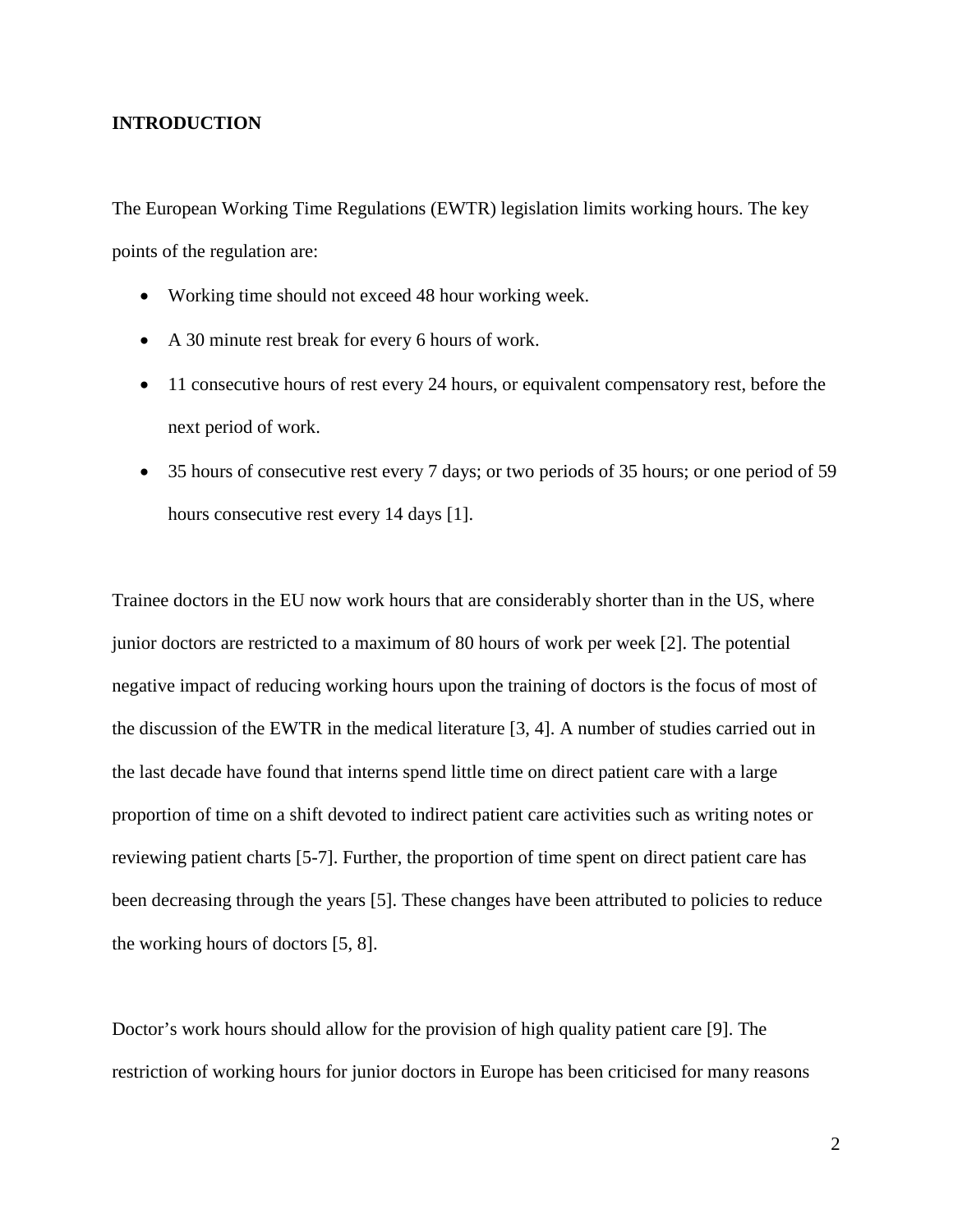## INTRODUCTION

The European Working Time Regulations (EWTR) legislation limits working hours. The key points of the regulation are:

- Working time should not exceed 48 hour working week.
- A 30 minute rest break for every 6 hours of work.
- 11 consecutive hours of rest every 24 hours, or equivalent compensatory rest, before the next period of work.
- 35 hours of consecutive rest every 7 days; or two periods of 35 hours; or one period of 59 hours consecutive rest every 14 days [1].

Trainee doctors in the EU now work hours that are considerably shorter than in the US, where junior doctors are restricted to a maximum of 80 hours of work per week [2]. The potential negative impact of reducing working hours upon the training of doctors is the focus of most of the discussion of the EWTR in the medical literature [3, 4]. A number of studies carried out in the last decade have found that interns spend little time on direct patient care with a large proportion of time on a shift devoted to indirect patient care activities such as writing notes or reviewing patient charts [5-7]. Further, the proportion of time spent on direct patient care has been decreasing through the years [5]. These changes have been attributed to policies to reduce the working hours of doctors [5, 8].

Doctor's work hours should allow for the provision of high quality patient care [9]. The restriction of working hours for junior doctors in Europe has been criticised for many reasons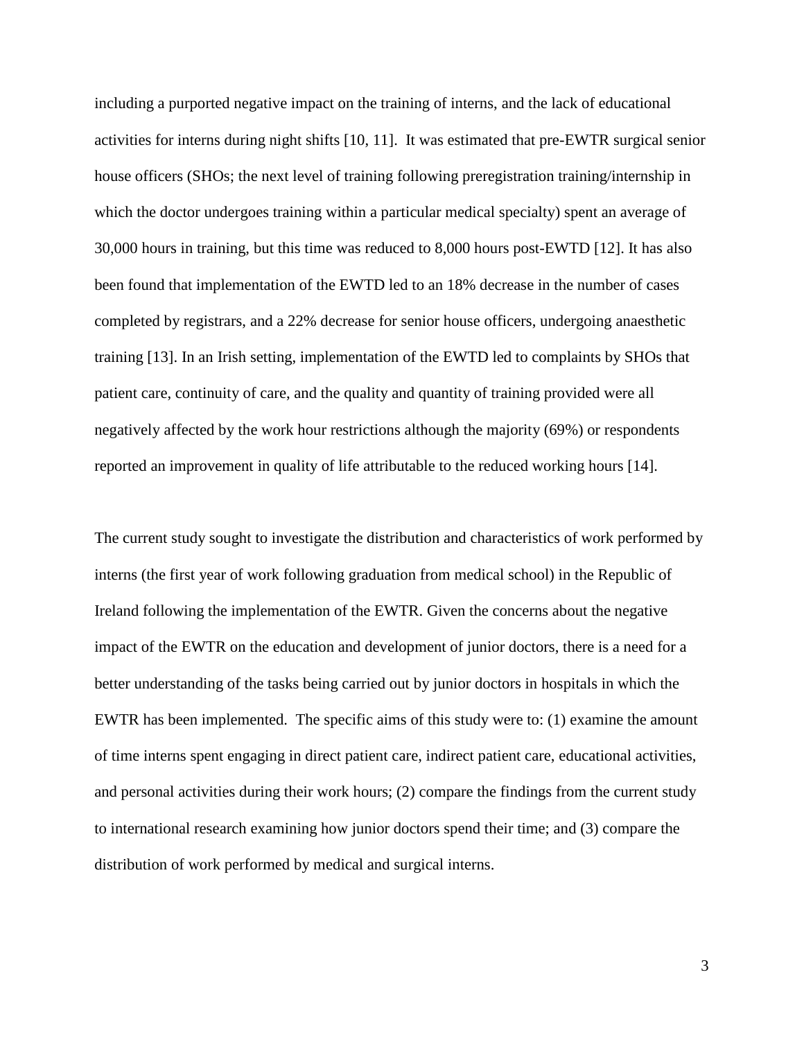including a purported negative impact on the training of interns, and the lack of educational activities for interns during night shifts [10, 11]. It was estimated that pre-EWTR surgical senior house officers (SHOs; the next level of training following preregistration training/internship in which the doctor undergoes training within a particular medical specialty) spent an average of 30,000 hours in training, but this time was reduced to 8,000 hours post-EWTD [12]. It has also been found that implementation of the EWTD led to an 18% decrease in the number of cases completed by registrars, and a 22% decrease for senior house officers, undergoing anaesthetic training [13]. In an Irish setting, implementation of the EWTD led to complaints by SHOs that patient care, continuity of care, and the quality and quantity of training provided were all negatively affected by the work hour restrictions although the majority (69%) or respondents reported an improvement in quality of life attributable to the reduced working hours [14].

The current study sought to investigate the distribution and characteristics of work performed by interns (the first year of work following graduation from medical school) in the Republic of Ireland following the implementation of the EWTR. Given the concerns about the negative impact of the EWTR on the education and development of junior doctors, there is a need for a better understanding of the tasks being carried out by junior doctors in hospitals in which the EWTR has been implemented. The specific aims of this study were to: (1) examine the amount of time interns spent engaging in direct patient care, indirect patient care, educational activities, and personal activities during their work hours; (2) compare the findings from the current study to international research examining how junior doctors spend their time; and (3) compare the distribution of work performed by medical and surgical interns.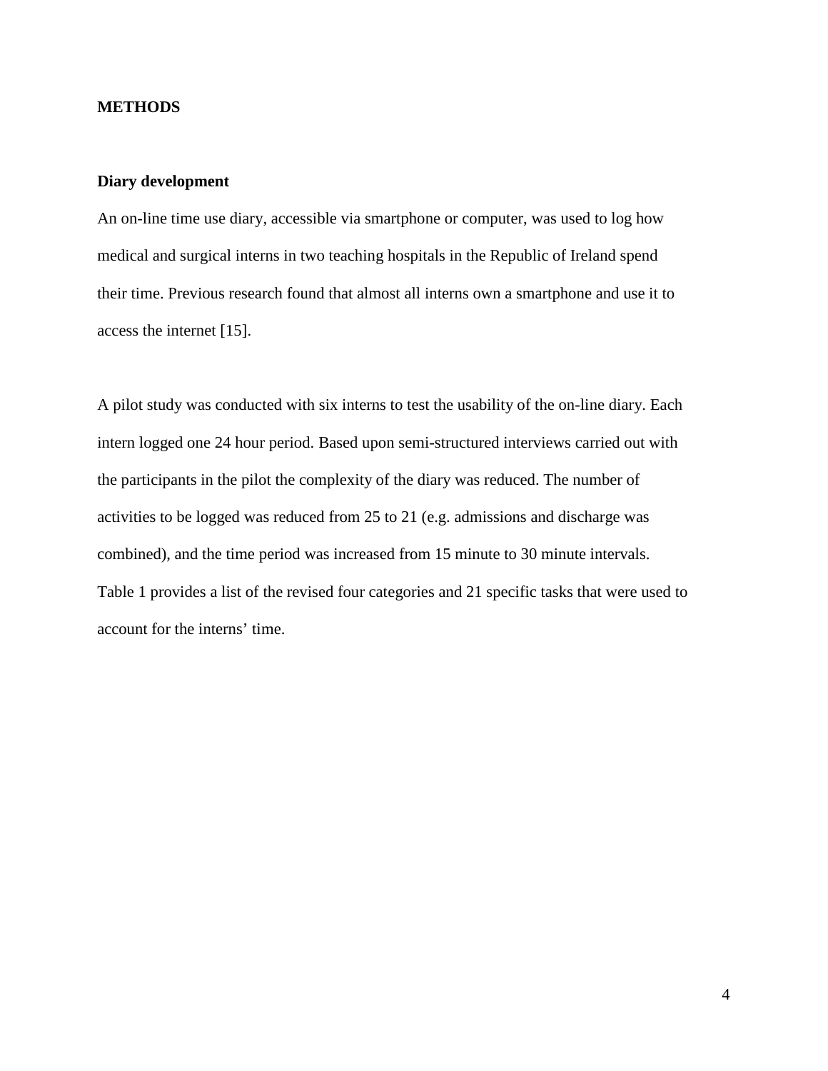## METHODS

### Diary development

An on-line time use diary, accessible via smartphone or computer, was used to log how medical and surgical interns in two teaching hospitals in the Republic of Ireland spend their time. Previous research found that almost all interns own a smartphone and use it to access the internet [15].

A pilot study was conducted with six interns to test the usability of the on-line diary. Each intern logged one 24 hour period. Based upon semi-structured interviews carried out with the participants in the pilot the complexity of the diary was reduced. The number of activities to be logged was reduced from 25 to 21 (e.g. admissions and discharge was combined), and the time period was increased from 15 minute to 30 minute intervals. Table 1 provides a list of the revised four categories and 21 specific tasks that were used to account for the interns' time.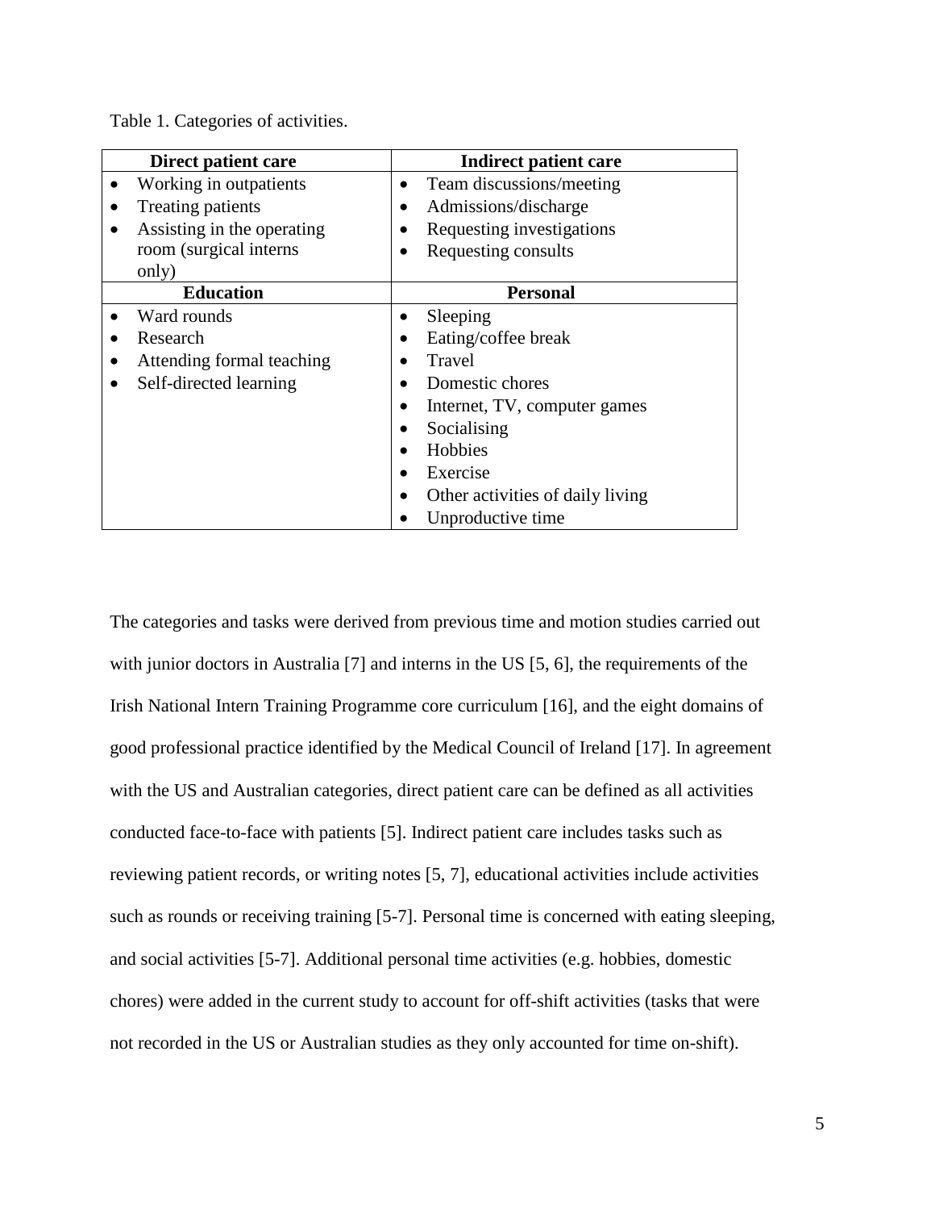Table 1. Categories of activities.

| Direct patient care | Indirect patient care |
| --- | --- |
| • Working in outpatients<br>• Treating patients<br>• Assisting in the operating room (surgical interns only) | • Team discussions/meeting<br>• Admissions/discharge<br>• Requesting investigations<br>• Requesting consults |
| **Education** | **Personal** |
| • Ward rounds<br>• Research<br>• Attending formal teaching<br>• Self-directed learning | • Sleeping<br>• Eating/coffee break<br>• Travel<br>• Domestic chores<br>• Internet, TV, computer games<br>• Socialising<br>• Hobbies<br>• Exercise<br>• Other activities of daily living<br>• Unproductive time |

The categories and tasks were derived from previous time and motion studies carried out with junior doctors in Australia [7] and interns in the US [5, 6], the requirements of the Irish National Intern Training Programme core curriculum [16], and the eight domains of good professional practice identified by the Medical Council of Ireland [17]. In agreement with the US and Australian categories, direct patient care can be defined as all activities conducted face-to-face with patients [5]. Indirect patient care includes tasks such as reviewing patient records, or writing notes [5, 7], educational activities include activities such as rounds or receiving training [5-7]. Personal time is concerned with eating sleeping, and social activities [5-7]. Additional personal time activities (e.g. hobbies, domestic chores) were added in the current study to account for off-shift activities (tasks that were not recorded in the US or Australian studies as they only accounted for time on-shift).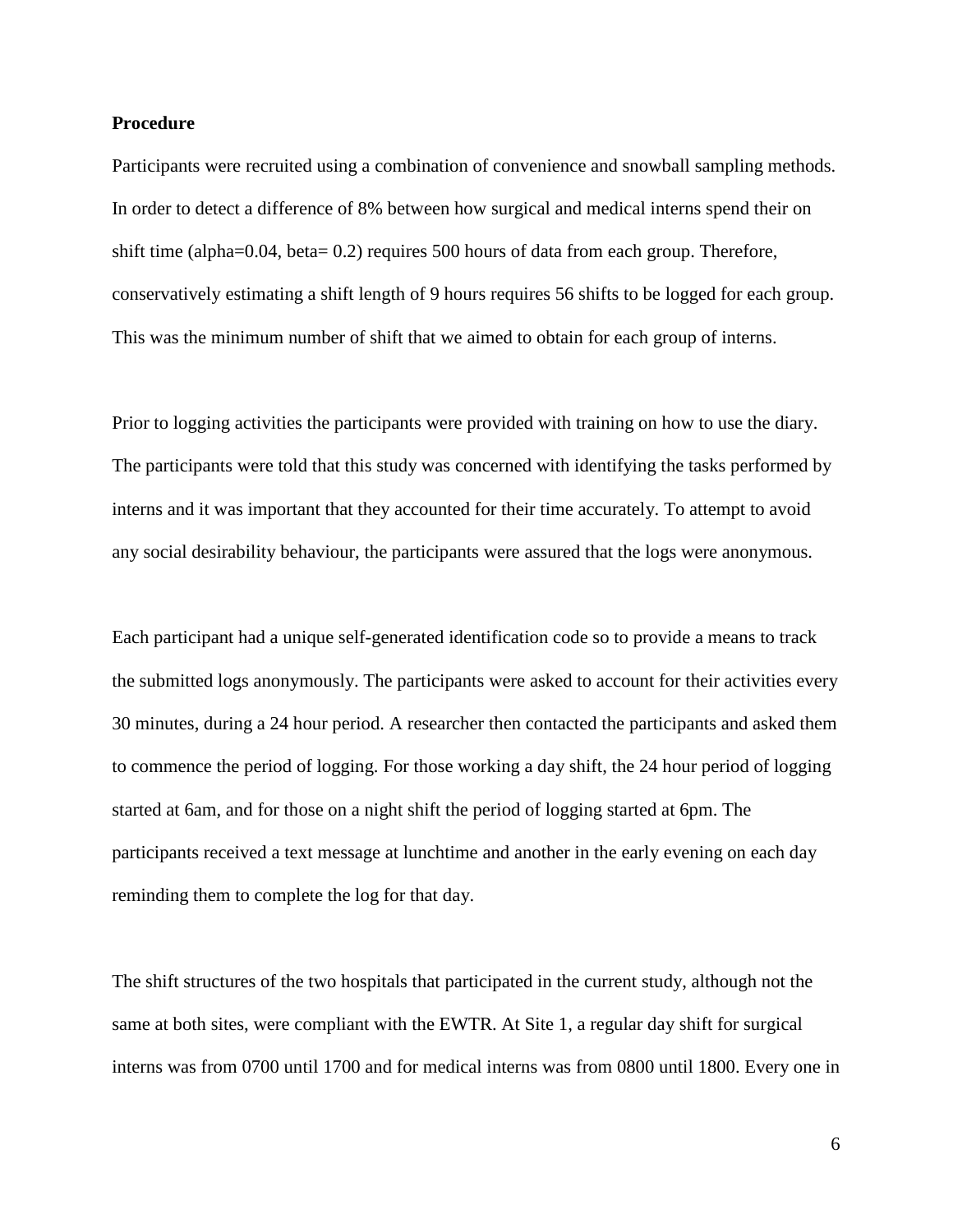**Procedure**

Participants were recruited using a combination of convenience and snowball sampling methods. In order to detect a difference of 8% between how surgical and medical interns spend their on shift time (alpha=0.04, beta= 0.2) requires 500 hours of data from each group. Therefore, conservatively estimating a shift length of 9 hours requires 56 shifts to be logged for each group. This was the minimum number of shift that we aimed to obtain for each group of interns.

Prior to logging activities the participants were provided with training on how to use the diary. The participants were told that this study was concerned with identifying the tasks performed by interns and it was important that they accounted for their time accurately. To attempt to avoid any social desirability behaviour, the participants were assured that the logs were anonymous.

Each participant had a unique self-generated identification code so to provide a means to track the submitted logs anonymously. The participants were asked to account for their activities every 30 minutes, during a 24 hour period. A researcher then contacted the participants and asked them to commence the period of logging. For those working a day shift, the 24 hour period of logging started at 6am, and for those on a night shift the period of logging started at 6pm. The participants received a text message at lunchtime and another in the early evening on each day reminding them to complete the log for that day.

The shift structures of the two hospitals that participated in the current study, although not the same at both sites, were compliant with the EWTR. At Site 1, a regular day shift for surgical interns was from 0700 until 1700 and for medical interns was from 0800 until 1800. Every one in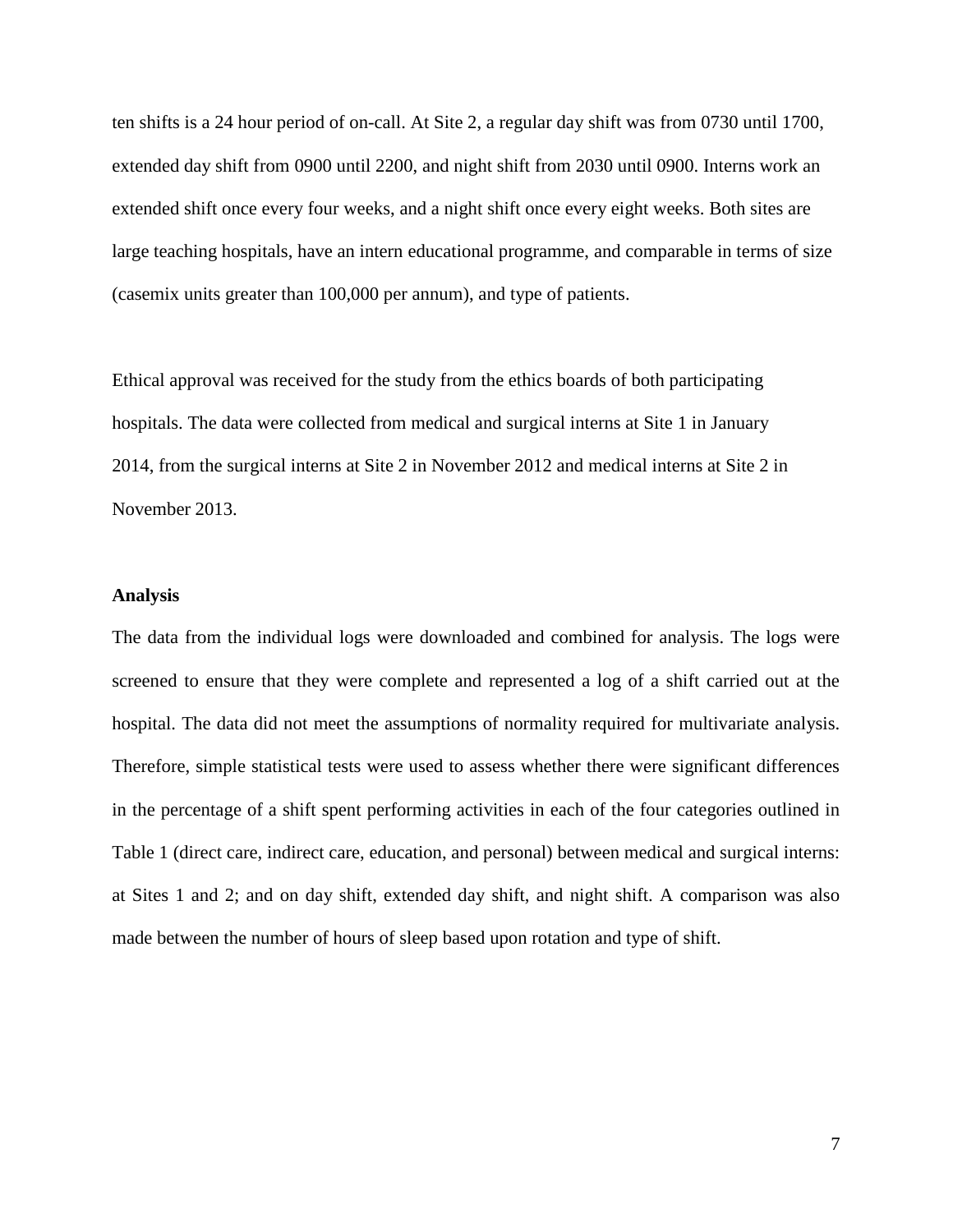ten shifts is a 24 hour period of on-call. At Site 2, a regular day shift was from 0730 until 1700, extended day shift from 0900 until 2200, and night shift from 2030 until 0900. Interns work an extended shift once every four weeks, and a night shift once every eight weeks. Both sites are large teaching hospitals, have an intern educational programme, and comparable in terms of size (casemix units greater than 100,000 per annum), and type of patients.

Ethical approval was received for the study from the ethics boards of both participating hospitals. The data were collected from medical and surgical interns at Site 1 in January 2014, from the surgical interns at Site 2 in November 2012 and medical interns at Site 2 in November 2013.

**Analysis**

The data from the individual logs were downloaded and combined for analysis. The logs were screened to ensure that they were complete and represented a log of a shift carried out at the hospital. The data did not meet the assumptions of normality required for multivariate analysis. Therefore, simple statistical tests were used to assess whether there were significant differences in the percentage of a shift spent performing activities in each of the four categories outlined in Table 1 (direct care, indirect care, education, and personal) between medical and surgical interns: at Sites 1 and 2; and on day shift, extended day shift, and night shift. A comparison was also made between the number of hours of sleep based upon rotation and type of shift.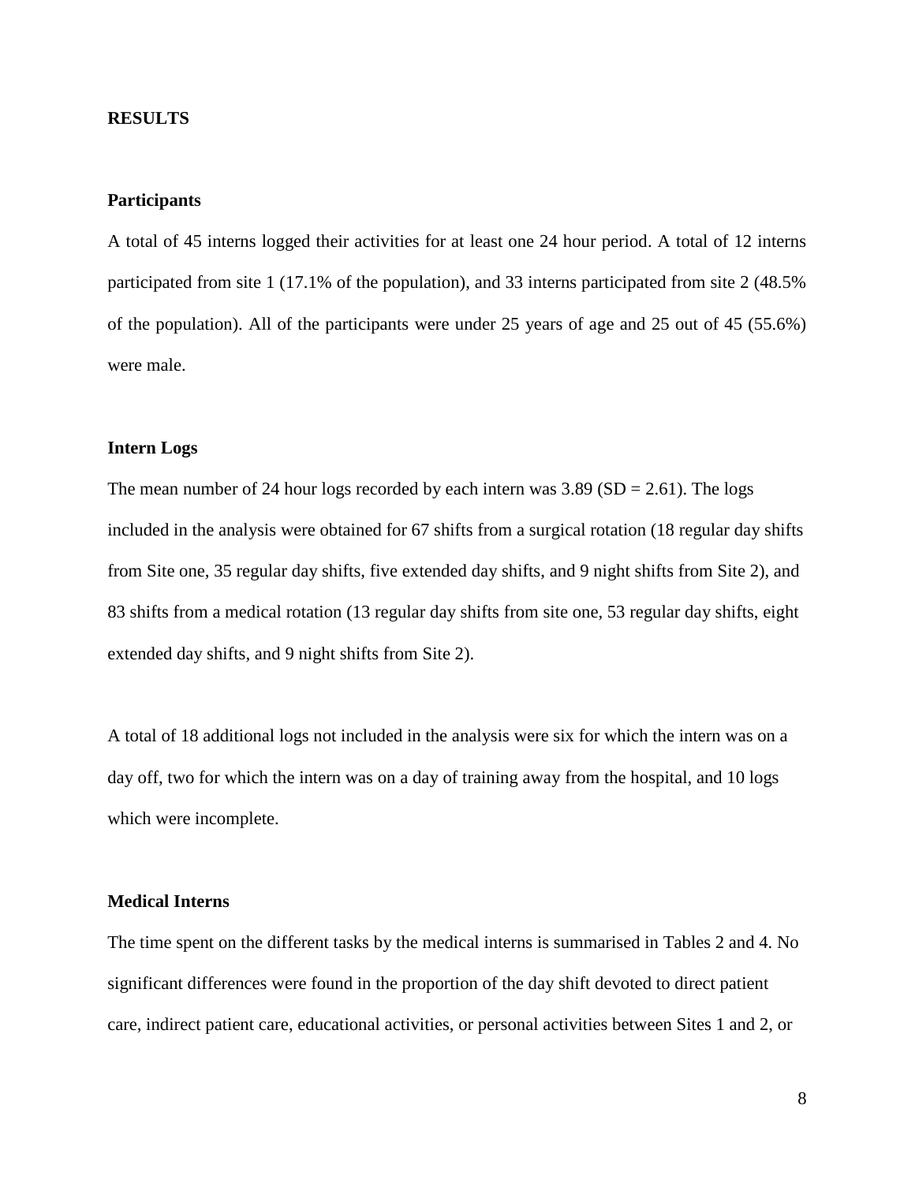## RESULTS

### Participants

A total of 45 interns logged their activities for at least one 24 hour period. A total of 12 interns participated from site 1 (17.1% of the population), and 33 interns participated from site 2 (48.5% of the population). All of the participants were under 25 years of age and 25 out of 45 (55.6%) were male.

### Intern Logs

The mean number of 24 hour logs recorded by each intern was 3.89 (SD = 2.61). The logs included in the analysis were obtained for 67 shifts from a surgical rotation (18 regular day shifts from Site one, 35 regular day shifts, five extended day shifts, and 9 night shifts from Site 2), and 83 shifts from a medical rotation (13 regular day shifts from site one, 53 regular day shifts, eight extended day shifts, and 9 night shifts from Site 2).

A total of 18 additional logs not included in the analysis were six for which the intern was on a day off, two for which the intern was on a day of training away from the hospital, and 10 logs which were incomplete.

### Medical Interns

The time spent on the different tasks by the medical interns is summarised in Tables 2 and 4. No significant differences were found in the proportion of the day shift devoted to direct patient care, indirect patient care, educational activities, or personal activities between Sites 1 and 2, or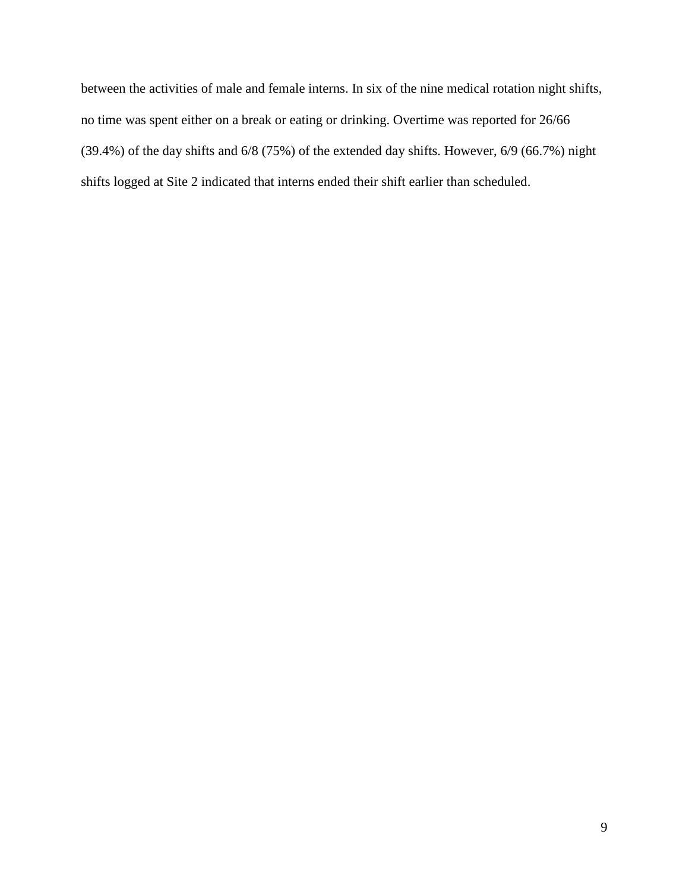between the activities of male and female interns. In six of the nine medical rotation night shifts, no time was spent either on a break or eating or drinking. Overtime was reported for 26/66 (39.4%) of the day shifts and 6/8 (75%) of the extended day shifts. However, 6/9 (66.7%) night shifts logged at Site 2 indicated that interns ended their shift earlier than scheduled.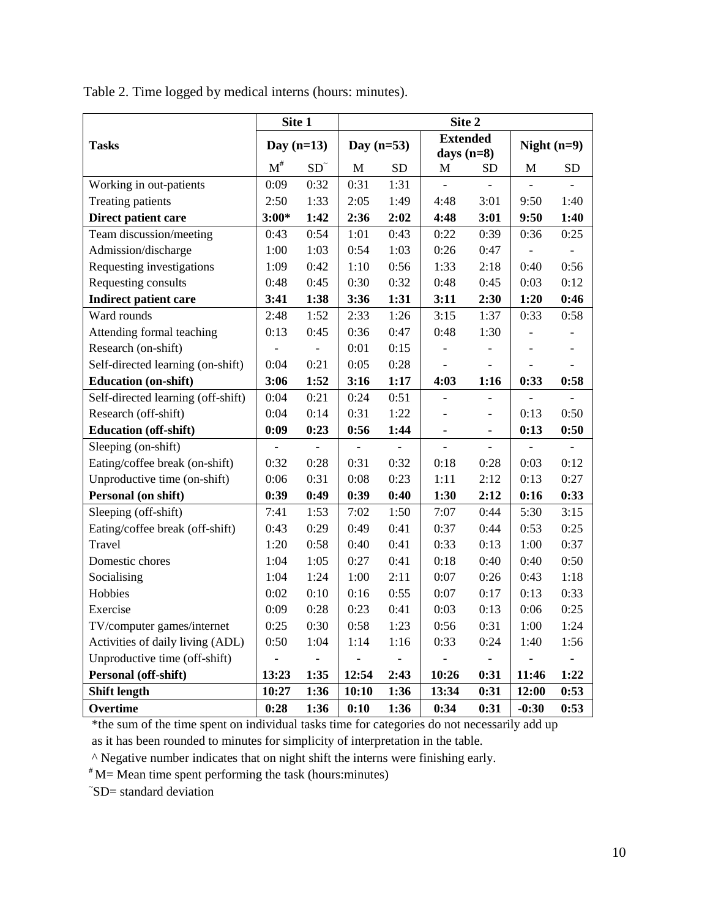Table 2. Time logged by medical interns (hours: minutes).

| Tasks | Site 1 | | Site 2 | | | | | |
|---|---|---|---|---|---|---|---|---|
| | Day (n=13) | | Day (n=53) | | Extended days (n=8) | | Night (n=9) | |
| | M[#] | SD[~] | M | SD | M | SD | M | SD |
| Working in out-patients | 0:09 | 0:32 | 0:31 | 1:31 | - | - | - | - |
| Treating patients | 2:50 | 1:33 | 2:05 | 1:49 | 4:48 | 3:01 | 9:50 | 1:40 |
| **Direct patient care** | **3:00*** | **1:42** | **2:36** | **2:02** | **4:48** | **3:01** | **9:50** | **1:40** |
| Team discussion/meeting | 0:43 | 0:54 | 1:01 | 0:43 | 0:22 | 0:39 | 0:36 | 0:25 |
| Admission/discharge | 1:00 | 1:03 | 0:54 | 1:03 | 0:26 | 0:47 | - | - |
| Requesting investigations | 1:09 | 0:42 | 1:10 | 0:56 | 1:33 | 2:18 | 0:40 | 0:56 |
| Requesting consults | 0:48 | 0:45 | 0:30 | 0:32 | 0:48 | 0:45 | 0:03 | 0:12 |
| **Indirect patient care** | **3:41** | **1:38** | **3:36** | **1:31** | **3:11** | **2:30** | **1:20** | **0:46** |
| Ward rounds | 2:48 | 1:52 | 2:33 | 1:26 | 3:15 | 1:37 | 0:33 | 0:58 |
| Attending formal teaching | 0:13 | 0:45 | 0:36 | 0:47 | 0:48 | 1:30 | - | - |
| Research (on-shift) | - | - | 0:01 | 0:15 | - | - | - | - |
| Self-directed learning (on-shift) | 0:04 | 0:21 | 0:05 | 0:28 | - | - | - | - |
| **Education (on-shift)** | **3:06** | **1:52** | **3:16** | **1:17** | **4:03** | **1:16** | **0:33** | **0:58** |
| Self-directed learning (off-shift) | 0:04 | 0:21 | 0:24 | 0:51 | - | - | - | - |
| Research (off-shift) | 0:04 | 0:14 | 0:31 | 1:22 | - | - | 0:13 | 0:50 |
| **Education (off-shift)** | **0:09** | **0:23** | **0:56** | **1:44** | **-** | **-** | **0:13** | **0:50** |
| Sleeping (on-shift) | - | - | - | - | - | - | - | - |
| Eating/coffee break (on-shift) | 0:32 | 0:28 | 0:31 | 0:32 | 0:18 | 0:28 | 0:03 | 0:12 |
| Unproductive time (on-shift) | 0:06 | 0:31 | 0:08 | 0:23 | 1:11 | 2:12 | 0:13 | 0:27 |
| **Personal (on shift)** | **0:39** | **0:49** | **0:39** | **0:40** | **1:30** | **2:12** | **0:16** | **0:33** |
| Sleeping (off-shift) | 7:41 | 1:53 | 7:02 | 1:50 | 7:07 | 0:44 | 5:30 | 3:15 |
| Eating/coffee break (off-shift) | 0:43 | 0:29 | 0:49 | 0:41 | 0:37 | 0:44 | 0:53 | 0:25 |
| Travel | 1:20 | 0:58 | 0:40 | 0:41 | 0:33 | 0:13 | 1:00 | 0:37 |
| Domestic chores | 1:04 | 1:05 | 0:27 | 0:41 | 0:18 | 0:40 | 0:40 | 0:50 |
| Socialising | 1:04 | 1:24 | 1:00 | 2:11 | 0:07 | 0:26 | 0:43 | 1:18 |
| Hobbies | 0:02 | 0:10 | 0:16 | 0:55 | 0:07 | 0:17 | 0:13 | 0:33 |
| Exercise | 0:09 | 0:28 | 0:23 | 0:41 | 0:03 | 0:13 | 0:06 | 0:25 |
| TV/computer games/internet | 0:25 | 0:30 | 0:58 | 1:23 | 0:56 | 0:31 | 1:00 | 1:24 |
| Activities of daily living (ADL) | 0:50 | 1:04 | 1:14 | 1:16 | 0:33 | 0:24 | 1:40 | 1:56 |
| Unproductive time (off-shift) | - | - | - | - | - | - | - | - |
| **Personal (off-shift)** | **13:23** | **1:35** | **12:54** | **2:43** | **10:26** | **0:31** | **11:46** | **1:22** |
| **Shift length** | **10:27** | **1:36** | **10:10** | **1:36** | **13:34** | **0:31** | **12:00** | **0:53** |
| **Overtime** | **0:28** | **1:36** | **0:10** | **1:36** | **0:34** | **0:31** | **-0:30** | **0:53** |

*the sum of the time spent on individual tasks time for categories do not necessarily add up as it has been rounded to minutes for simplicity of interpretation in the table.

^ Negative number indicates that on night shift the interns were finishing early.

[#] M= Mean time spent performing the task (hours:minutes)

[~]SD= standard deviation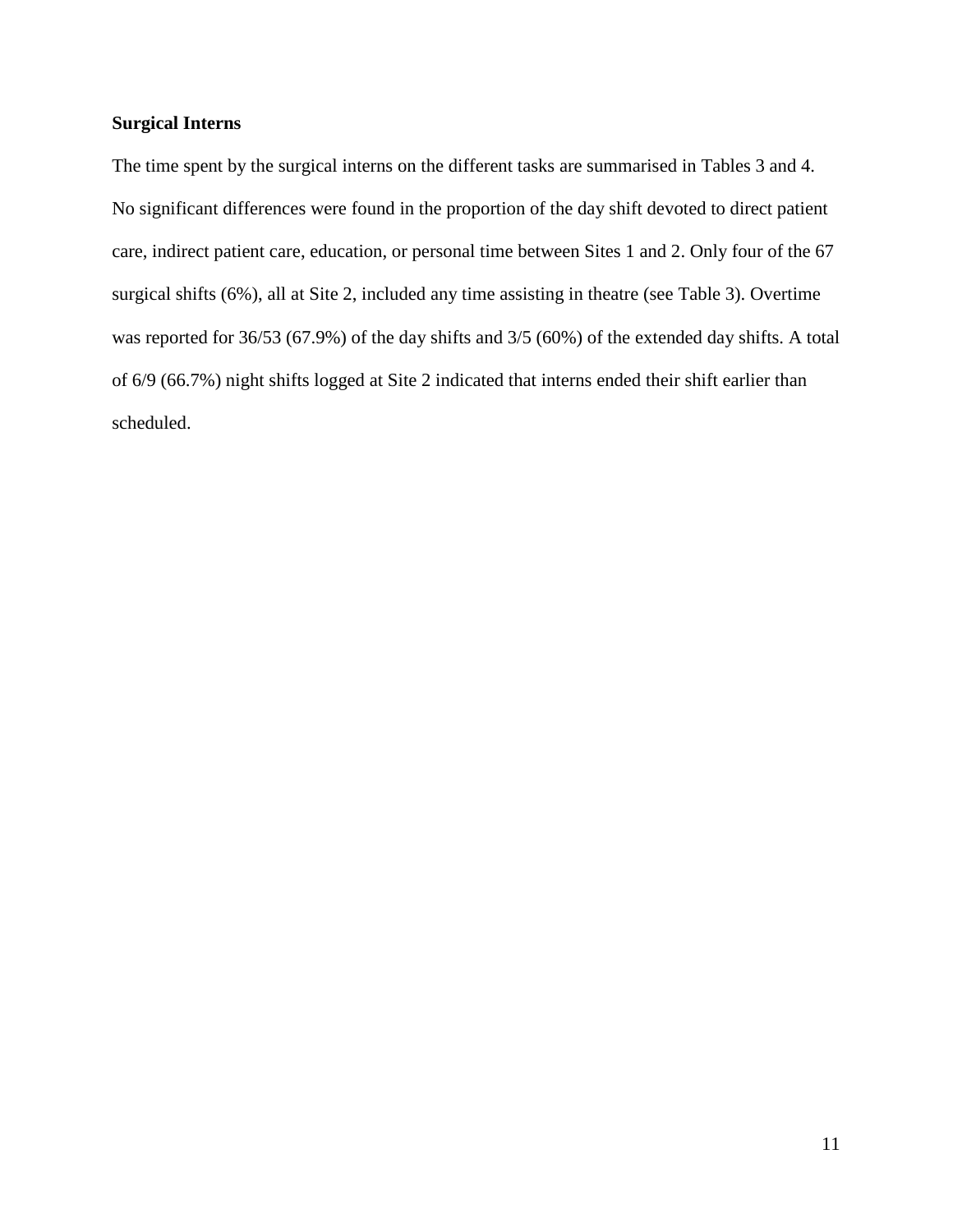**Surgical Interns**

The time spent by the surgical interns on the different tasks are summarised in Tables 3 and 4. No significant differences were found in the proportion of the day shift devoted to direct patient care, indirect patient care, education, or personal time between Sites 1 and 2. Only four of the 67 surgical shifts (6%), all at Site 2, included any time assisting in theatre (see Table 3). Overtime was reported for 36/53 (67.9%) of the day shifts and 3/5 (60%) of the extended day shifts. A total of 6/9 (66.7%) night shifts logged at Site 2 indicated that interns ended their shift earlier than scheduled.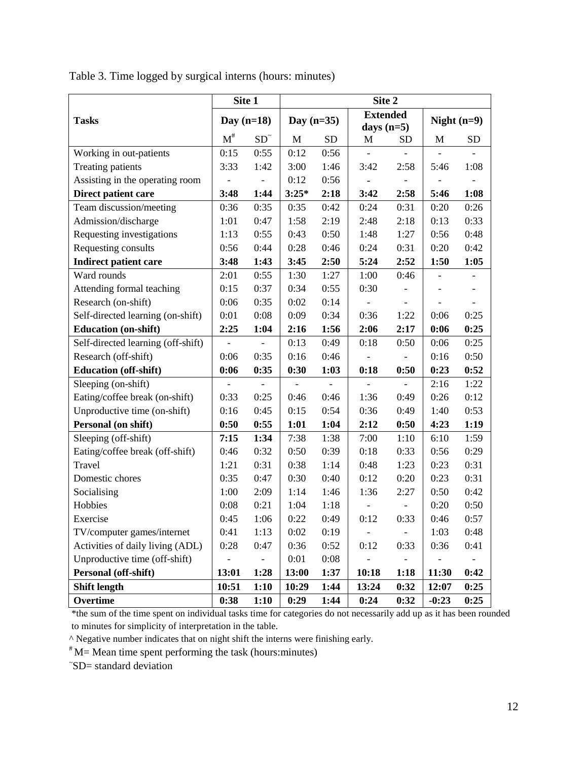Table 3. Time logged by surgical interns (hours: minutes)

| Tasks | Site 1 | | Site 2 | | | | | |
|---|---|---|---|---|---|---|---|---|
| | Day (n=18) | | Day (n=35) | | Extended days (n=5) | | Night (n=9) | |
| | M[#] | SD[~] | M | SD | M | SD | M | SD |
| Working in out-patients | 0:15 | 0:55 | 0:12 | 0:56 | - | - | - | - |
| Treating patients | 3:33 | 1:42 | 3:00 | 1:46 | 3:42 | 2:58 | 5:46 | 1:08 |
| Assisting in the operating room | - | - | 0:12 | 0:56 | - | - | - | - |
| **Direct patient care** | **3:48** | **1:44** | **3:25*** | **2:18** | **3:42** | **2:58** | **5:46** | **1:08** |
| Team discussion/meeting | 0:36 | 0:35 | 0:35 | 0:42 | 0:24 | 0:31 | 0:20 | 0:26 |
| Admission/discharge | 1:01 | 0:47 | 1:58 | 2:19 | 2:48 | 2:18 | 0:13 | 0:33 |
| Requesting investigations | 1:13 | 0:55 | 0:43 | 0:50 | 1:48 | 1:27 | 0:56 | 0:48 |
| Requesting consults | 0:56 | 0:44 | 0:28 | 0:46 | 0:24 | 0:31 | 0:20 | 0:42 |
| **Indirect patient care** | **3:48** | **1:43** | **3:45** | **2:50** | **5:24** | **2:52** | **1:50** | **1:05** |
| Ward rounds | 2:01 | 0:55 | 1:30 | 1:27 | 1:00 | 0:46 | - | - |
| Attending formal teaching | 0:15 | 0:37 | 0:34 | 0:55 | 0:30 | - | - | - |
| Research (on-shift) | 0:06 | 0:35 | 0:02 | 0:14 | - | - | - | - |
| Self-directed learning (on-shift) | 0:01 | 0:08 | 0:09 | 0:34 | 0:36 | 1:22 | 0:06 | 0:25 |
| **Education (on-shift)** | **2:25** | **1:04** | **2:16** | **1:56** | **2:06** | **2:17** | **0:06** | **0:25** |
| Self-directed learning (off-shift) | - | - | 0:13 | 0:49 | 0:18 | 0:50 | 0:06 | 0:25 |
| Research (off-shift) | 0:06 | 0:35 | 0:16 | 0:46 | - | - | 0:16 | 0:50 |
| **Education (off-shift)** | **0:06** | **0:35** | **0:30** | **1:03** | **0:18** | **0:50** | **0:23** | **0:52** |
| Sleeping (on-shift) | - | - | - | - | - | - | 2:16 | 1:22 |
| Eating/coffee break (on-shift) | 0:33 | 0:25 | 0:46 | 0:46 | 1:36 | 0:49 | 0:26 | 0:12 |
| Unproductive time (on-shift) | 0:16 | 0:45 | 0:15 | 0:54 | 0:36 | 0:49 | 1:40 | 0:53 |
| **Personal (on shift)** | **0:50** | **0:55** | **1:01** | **1:04** | **2:12** | **0:50** | **4:23** | **1:19** |
| Sleeping (off-shift) | **7:15** | **1:34** | 7:38 | 1:38 | 7:00 | 1:10 | 6:10 | 1:59 |
| Eating/coffee break (off-shift) | 0:46 | 0:32 | 0:50 | 0:39 | 0:18 | 0:33 | 0:56 | 0:29 |
| Travel | 1:21 | 0:31 | 0:38 | 1:14 | 0:48 | 1:23 | 0:23 | 0:31 |
| Domestic chores | 0:35 | 0:47 | 0:30 | 0:40 | 0:12 | 0:20 | 0:23 | 0:31 |
| Socialising | 1:00 | 2:09 | 1:14 | 1:46 | 1:36 | 2:27 | 0:50 | 0:42 |
| Hobbies | 0:08 | 0:21 | 1:04 | 1:18 | - | - | 0:20 | 0:50 |
| Exercise | 0:45 | 1:06 | 0:22 | 0:49 | 0:12 | 0:33 | 0:46 | 0:57 |
| TV/computer games/internet | 0:41 | 1:13 | 0:02 | 0:19 | - | - | 1:03 | 0:48 |
| Activities of daily living (ADL) | 0:28 | 0:47 | 0:36 | 0:52 | 0:12 | 0:33 | 0:36 | 0:41 |
| Unproductive time (off-shift) | - | - | 0:01 | 0:08 | - | - | - | - |
| **Personal (off-shift)** | **13:01** | **1:28** | **13:00** | **1:37** | **10:18** | **1:18** | **11:30** | **0:42** |
| **Shift length** | **10:51** | **1:10** | **10:29** | **1:44** | **13:24** | **0:32** | **12:07** | **0:25** |
| **Overtime** | **0:38** | **1:10** | **0:29** | **1:44** | **0:24** | **0:32** | **-0:23** | **0:25** |

*the sum of the time spent on individual tasks time for categories do not necessarily add up as it has been rounded to minutes for simplicity of interpretation in the table.

^ Negative number indicates that on night shift the interns were finishing early.

[#] M= Mean time spent performing the task (hours:minutes)

[~] SD= standard deviation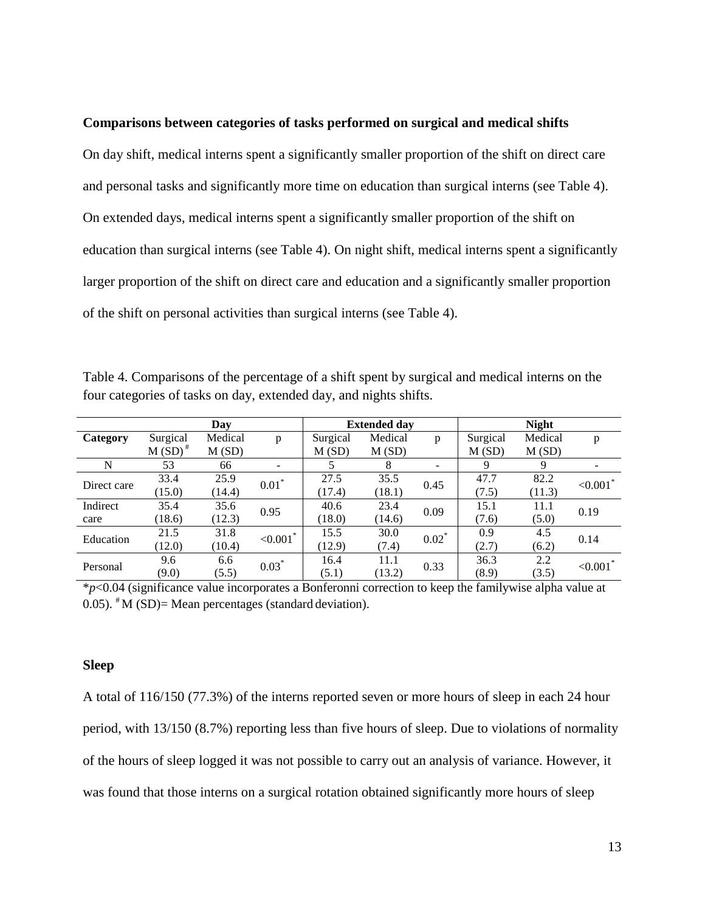**Comparisons between categories of tasks performed on surgical and medical shifts**

On day shift, medical interns spent a significantly smaller proportion of the shift on direct care and personal tasks and significantly more time on education than surgical interns (see Table 4). On extended days, medical interns spent a significantly smaller proportion of the shift on education than surgical interns (see Table 4). On night shift, medical interns spent a significantly larger proportion of the shift on direct care and education and a significantly smaller proportion of the shift on personal activities than surgical interns (see Table 4).

Table 4. Comparisons of the percentage of a shift spent by surgical and medical interns on the four categories of tasks on day, extended day, and nights shifts.

| | Day | | | Extended day | | | Night | | |
|---|---|---|---|---|---|---|---|---|---|
| **Category** | Surgical M (SD) [#] | Medical M (SD) | p | Surgical M (SD) | Medical M (SD) | p | Surgical M (SD) | Medical M (SD) | p |
| N | 53 | 66 | - | 5 | 8 | - | 9 | 9 | - |
| Direct care | 33.4 (15.0) | 25.9 (14.4) | 0.01* | 27.5 (17.4) | 35.5 (18.1) | 0.45 | 47.7 (7.5) | 82.2 (11.3) | <0.001* |
| Indirect care | 35.4 (18.6) | 35.6 (12.3) | 0.95 | 40.6 (18.0) | 23.4 (14.6) | 0.09 | 15.1 (7.6) | 11.1 (5.0) | 0.19 |
| Education | 21.5 (12.0) | 31.8 (10.4) | <0.001* | 15.5 (12.9) | 30.0 (7.4) | 0.02* | 0.9 (2.7) | 4.5 (6.2) | 0.14 |
| Personal | 9.6 (9.0) | 6.6 (5.5) | 0.03* | 16.4 (5.1) | 11.1 (13.2) | 0.33 | 36.3 (8.9) | 2.2 (3.5) | <0.001* |

*$p<0.04$ (significance value incorporates a Bonferonni correction to keep the familywise alpha value at 0.05). [#] M (SD)= Mean percentages (standard deviation).

**Sleep**

A total of 116/150 (77.3%) of the interns reported seven or more hours of sleep in each 24 hour period, with 13/150 (8.7%) reporting less than five hours of sleep. Due to violations of normality of the hours of sleep logged it was not possible to carry out an analysis of variance. However, it was found that those interns on a surgical rotation obtained significantly more hours of sleep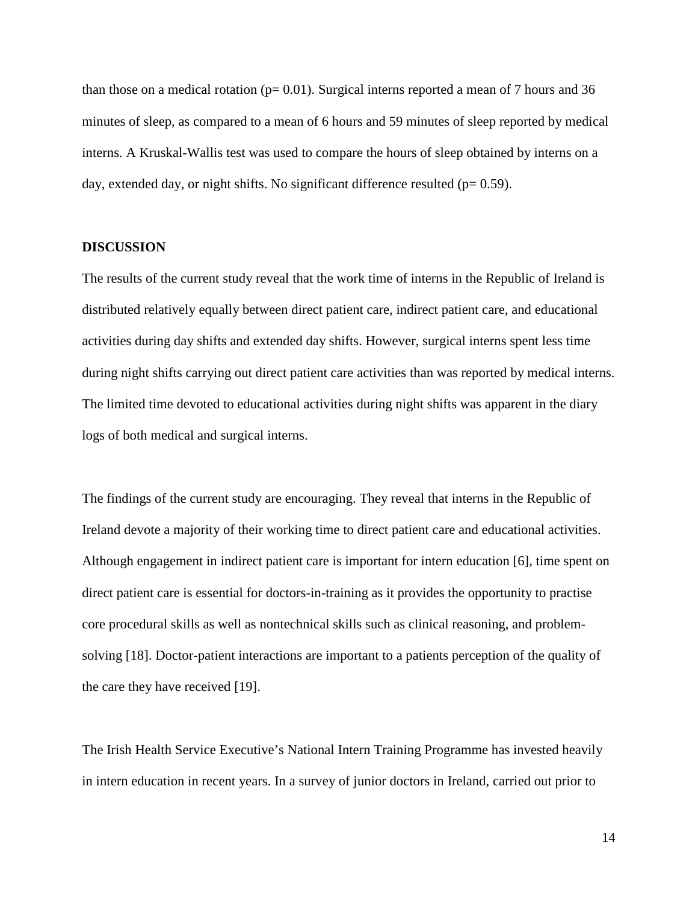than those on a medical rotation ($p = 0.01$). Surgical interns reported a mean of 7 hours and 36 minutes of sleep, as compared to a mean of 6 hours and 59 minutes of sleep reported by medical interns. A Kruskal-Wallis test was used to compare the hours of sleep obtained by interns on a day, extended day, or night shifts. No significant difference resulted ($p = 0.59$).

## DISCUSSION

The results of the current study reveal that the work time of interns in the Republic of Ireland is distributed relatively equally between direct patient care, indirect patient care, and educational activities during day shifts and extended day shifts. However, surgical interns spent less time during night shifts carrying out direct patient care activities than was reported by medical interns. The limited time devoted to educational activities during night shifts was apparent in the diary logs of both medical and surgical interns.

The findings of the current study are encouraging. They reveal that interns in the Republic of Ireland devote a majority of their working time to direct patient care and educational activities. Although engagement in indirect patient care is important for intern education [6], time spent on direct patient care is essential for doctors-in-training as it provides the opportunity to practise core procedural skills as well as nontechnical skills such as clinical reasoning, and problem-solving [18]. Doctor-patient interactions are important to a patients perception of the quality of the care they have received [19].

The Irish Health Service Executive's National Intern Training Programme has invested heavily in intern education in recent years. In a survey of junior doctors in Ireland, carried out prior to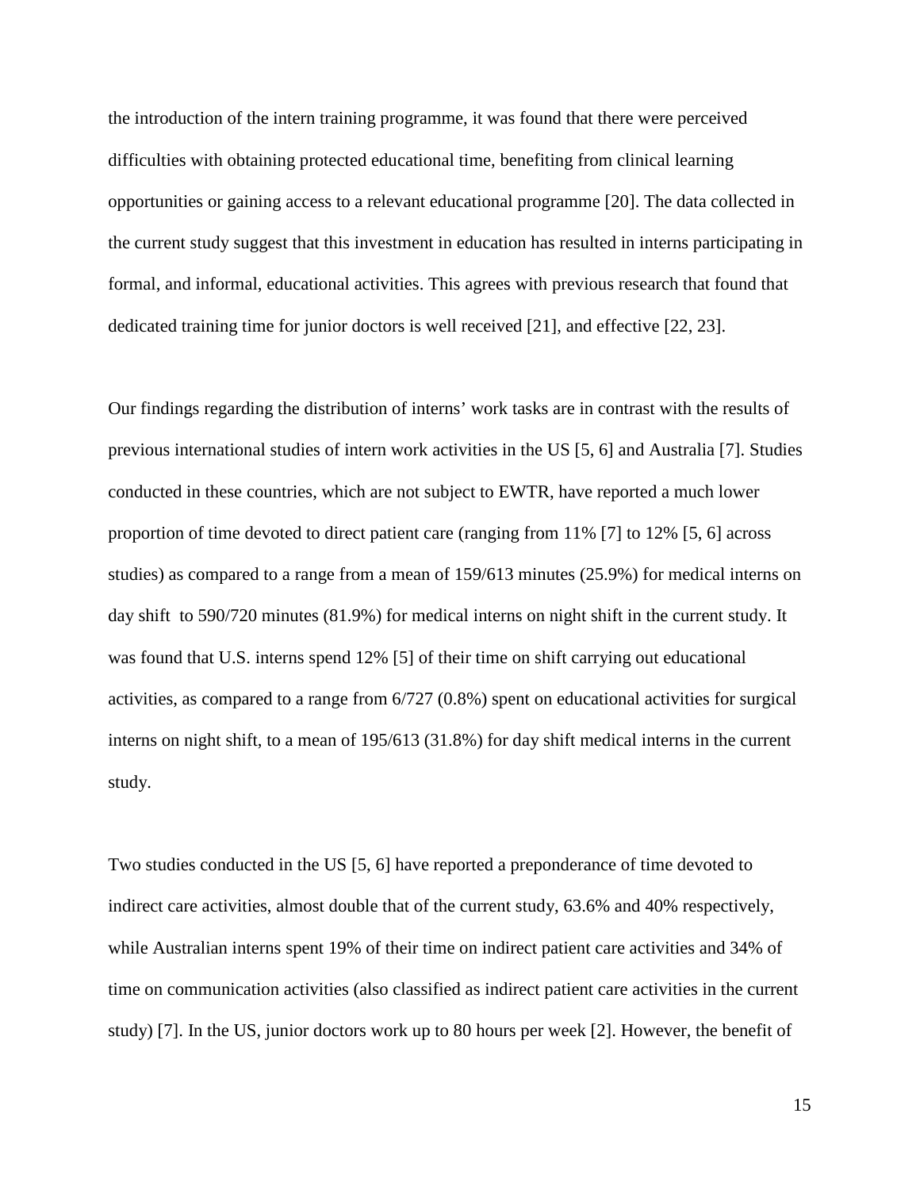the introduction of the intern training programme, it was found that there were perceived difficulties with obtaining protected educational time, benefiting from clinical learning opportunities or gaining access to a relevant educational programme [20]. The data collected in the current study suggest that this investment in education has resulted in interns participating in formal, and informal, educational activities. This agrees with previous research that found that dedicated training time for junior doctors is well received [21], and effective [22, 23].

Our findings regarding the distribution of interns' work tasks are in contrast with the results of previous international studies of intern work activities in the US [5, 6] and Australia [7]. Studies conducted in these countries, which are not subject to EWTR, have reported a much lower proportion of time devoted to direct patient care (ranging from 11% [7] to 12% [5, 6] across studies) as compared to a range from a mean of 159/613 minutes (25.9%) for medical interns on day shift to 590/720 minutes (81.9%) for medical interns on night shift in the current study. It was found that U.S. interns spend 12% [5] of their time on shift carrying out educational activities, as compared to a range from 6/727 (0.8%) spent on educational activities for surgical interns on night shift, to a mean of 195/613 (31.8%) for day shift medical interns in the current study.

Two studies conducted in the US [5, 6] have reported a preponderance of time devoted to indirect care activities, almost double that of the current study, 63.6% and 40% respectively, while Australian interns spent 19% of their time on indirect patient care activities and 34% of time on communication activities (also classified as indirect patient care activities in the current study) [7]. In the US, junior doctors work up to 80 hours per week [2]. However, the benefit of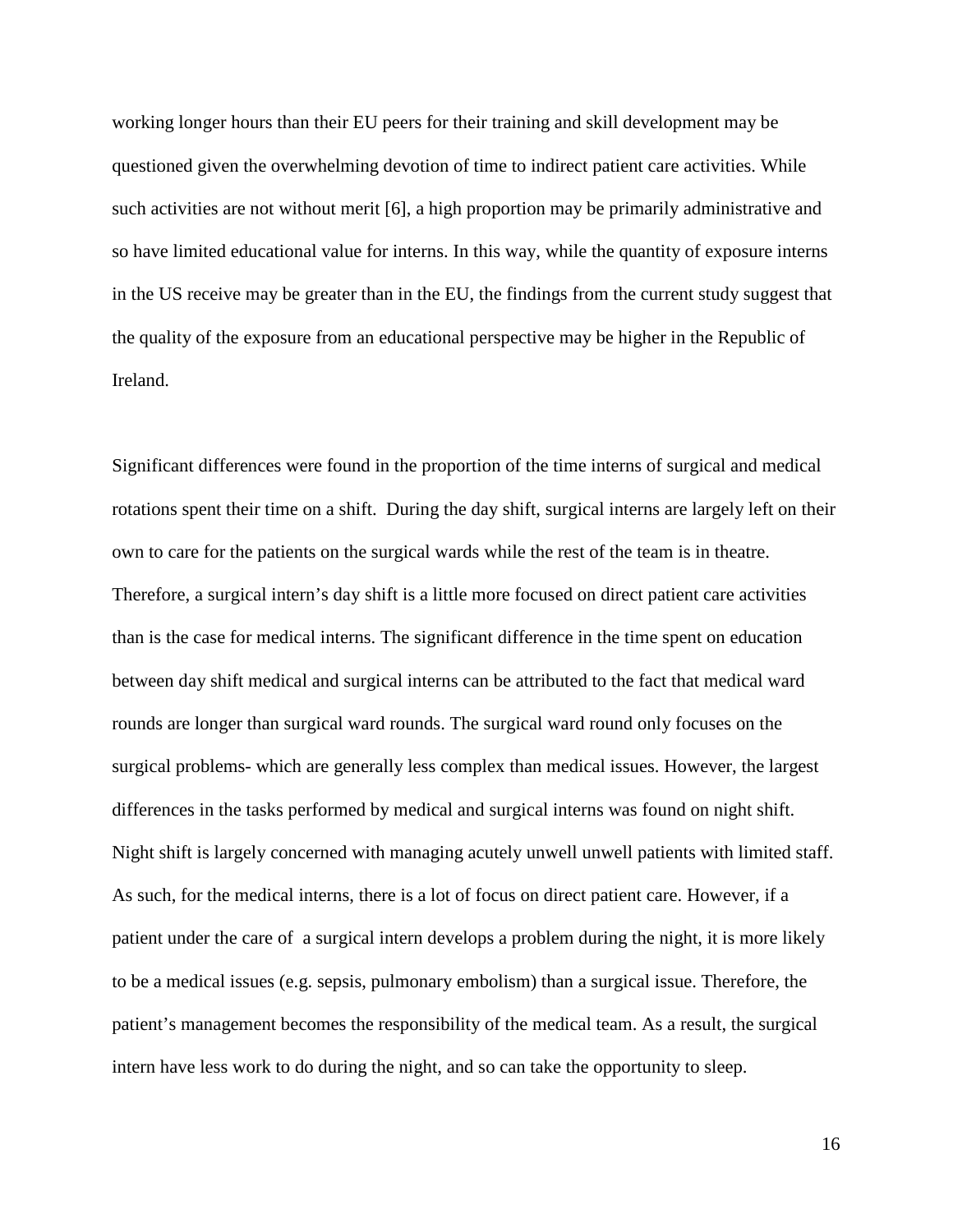working longer hours than their EU peers for their training and skill development may be questioned given the overwhelming devotion of time to indirect patient care activities. While such activities are not without merit [6], a high proportion may be primarily administrative and so have limited educational value for interns. In this way, while the quantity of exposure interns in the US receive may be greater than in the EU, the findings from the current study suggest that the quality of the exposure from an educational perspective may be higher in the Republic of Ireland.

Significant differences were found in the proportion of the time interns of surgical and medical rotations spent their time on a shift.  During the day shift, surgical interns are largely left on their own to care for the patients on the surgical wards while the rest of the team is in theatre. Therefore, a surgical intern's day shift is a little more focused on direct patient care activities than is the case for medical interns. The significant difference in the time spent on education between day shift medical and surgical interns can be attributed to the fact that medical ward rounds are longer than surgical ward rounds. The surgical ward round only focuses on the surgical problems- which are generally less complex than medical issues. However, the largest differences in the tasks performed by medical and surgical interns was found on night shift. Night shift is largely concerned with managing acutely unwell unwell patients with limited staff. As such, for the medical interns, there is a lot of focus on direct patient care. However, if a patient under the care of  a surgical intern develops a problem during the night, it is more likely to be a medical issues (e.g. sepsis, pulmonary embolism) than a surgical issue. Therefore, the patient's management becomes the responsibility of the medical team. As a result, the surgical intern have less work to do during the night, and so can take the opportunity to sleep.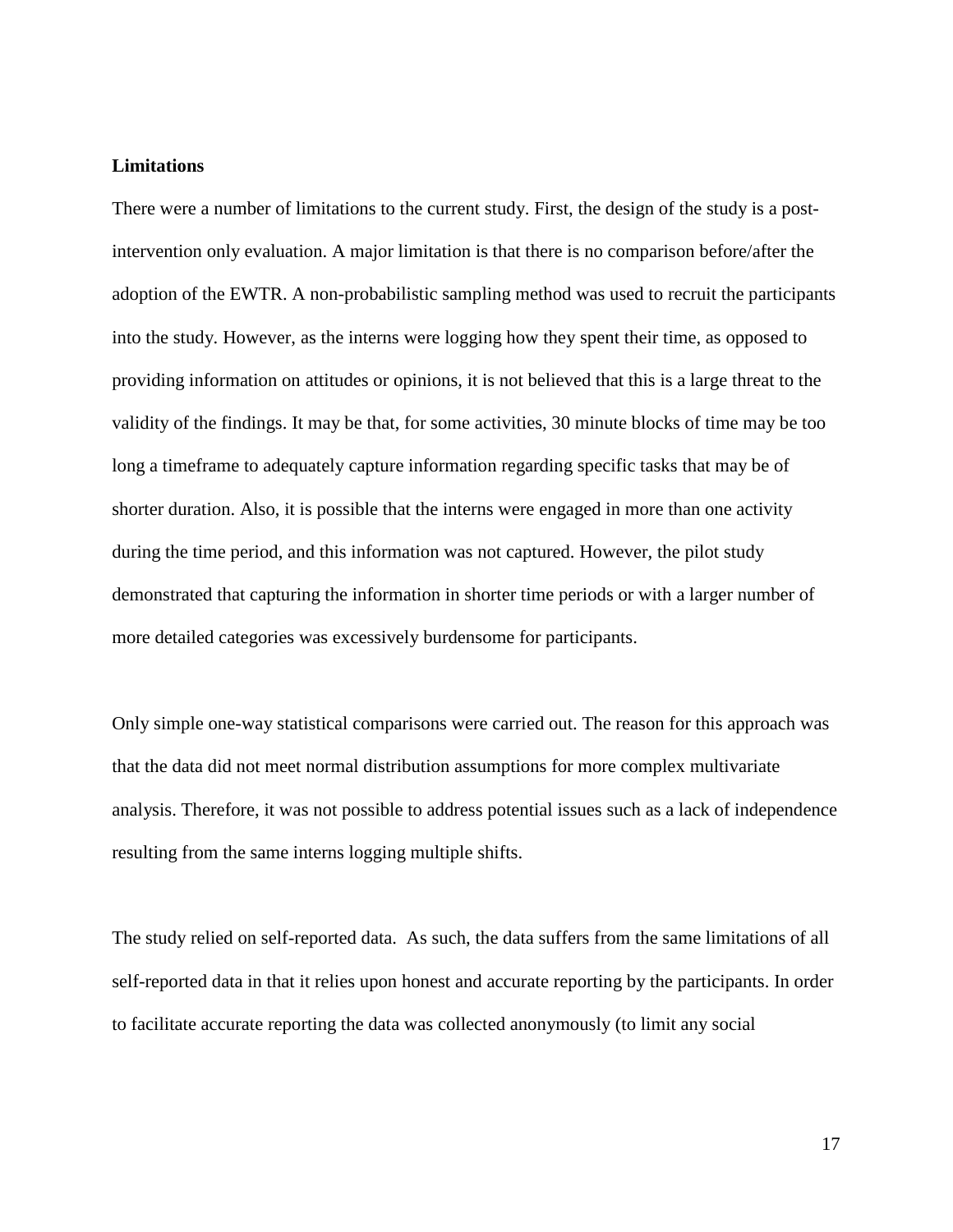**Limitations**

There were a number of limitations to the current study. First, the design of the study is a post-intervention only evaluation. A major limitation is that there is no comparison before/after the adoption of the EWTR. A non-probabilistic sampling method was used to recruit the participants into the study. However, as the interns were logging how they spent their time, as opposed to providing information on attitudes or opinions, it is not believed that this is a large threat to the validity of the findings. It may be that, for some activities, 30 minute blocks of time may be too long a timeframe to adequately capture information regarding specific tasks that may be of shorter duration. Also, it is possible that the interns were engaged in more than one activity during the time period, and this information was not captured. However, the pilot study demonstrated that capturing the information in shorter time periods or with a larger number of more detailed categories was excessively burdensome for participants.

Only simple one-way statistical comparisons were carried out. The reason for this approach was that the data did not meet normal distribution assumptions for more complex multivariate analysis. Therefore, it was not possible to address potential issues such as a lack of independence resulting from the same interns logging multiple shifts.

The study relied on self-reported data. As such, the data suffers from the same limitations of all self-reported data in that it relies upon honest and accurate reporting by the participants. In order to facilitate accurate reporting the data was collected anonymously (to limit any social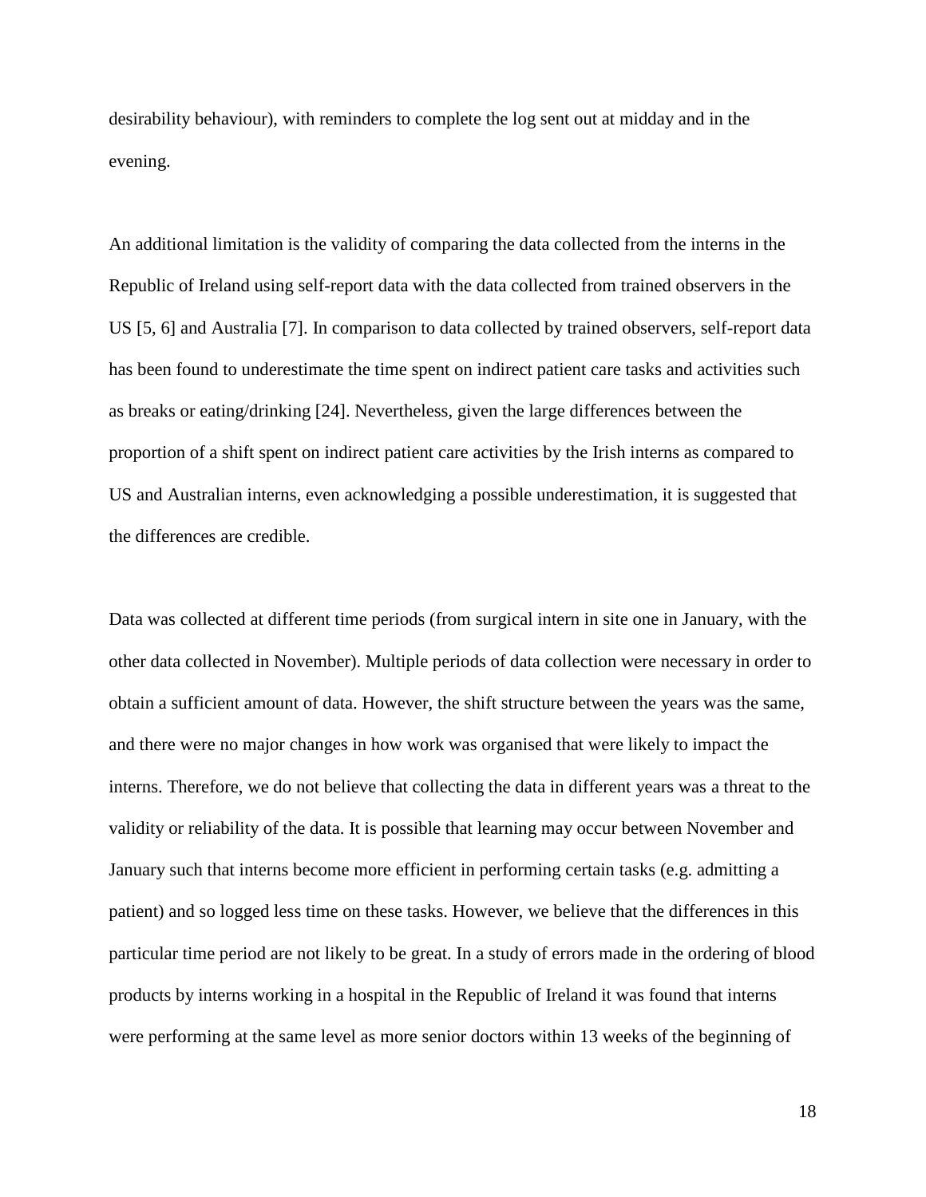desirability behaviour), with reminders to complete the log sent out at midday and in the evening.

An additional limitation is the validity of comparing the data collected from the interns in the Republic of Ireland using self-report data with the data collected from trained observers in the US [5, 6] and Australia [7]. In comparison to data collected by trained observers, self-report data has been found to underestimate the time spent on indirect patient care tasks and activities such as breaks or eating/drinking [24]. Nevertheless, given the large differences between the proportion of a shift spent on indirect patient care activities by the Irish interns as compared to US and Australian interns, even acknowledging a possible underestimation, it is suggested that the differences are credible.

Data was collected at different time periods (from surgical intern in site one in January, with the other data collected in November). Multiple periods of data collection were necessary in order to obtain a sufficient amount of data. However, the shift structure between the years was the same, and there were no major changes in how work was organised that were likely to impact the interns. Therefore, we do not believe that collecting the data in different years was a threat to the validity or reliability of the data. It is possible that learning may occur between November and January such that interns become more efficient in performing certain tasks (e.g. admitting a patient) and so logged less time on these tasks. However, we believe that the differences in this particular time period are not likely to be great. In a study of errors made in the ordering of blood products by interns working in a hospital in the Republic of Ireland it was found that interns were performing at the same level as more senior doctors within 13 weeks of the beginning of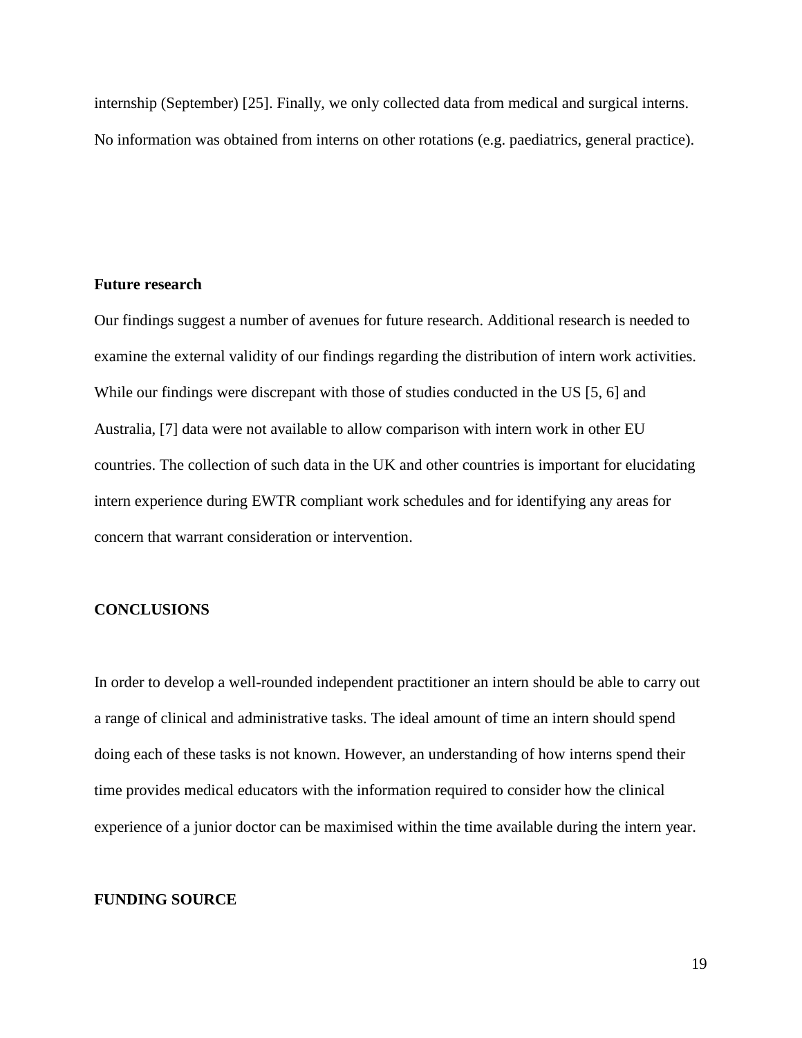internship (September) [25]. Finally, we only collected data from medical and surgical interns. No information was obtained from interns on other rotations (e.g. paediatrics, general practice).

**Future research**

Our findings suggest a number of avenues for future research. Additional research is needed to examine the external validity of our findings regarding the distribution of intern work activities. While our findings were discrepant with those of studies conducted in the US [5, 6] and Australia, [7] data were not available to allow comparison with intern work in other EU countries. The collection of such data in the UK and other countries is important for elucidating intern experience during EWTR compliant work schedules and for identifying any areas for concern that warrant consideration or intervention.

## CONCLUSIONS

In order to develop a well-rounded independent practitioner an intern should be able to carry out a range of clinical and administrative tasks. The ideal amount of time an intern should spend doing each of these tasks is not known. However, an understanding of how interns spend their time provides medical educators with the information required to consider how the clinical experience of a junior doctor can be maximised within the time available during the intern year.

## FUNDING SOURCE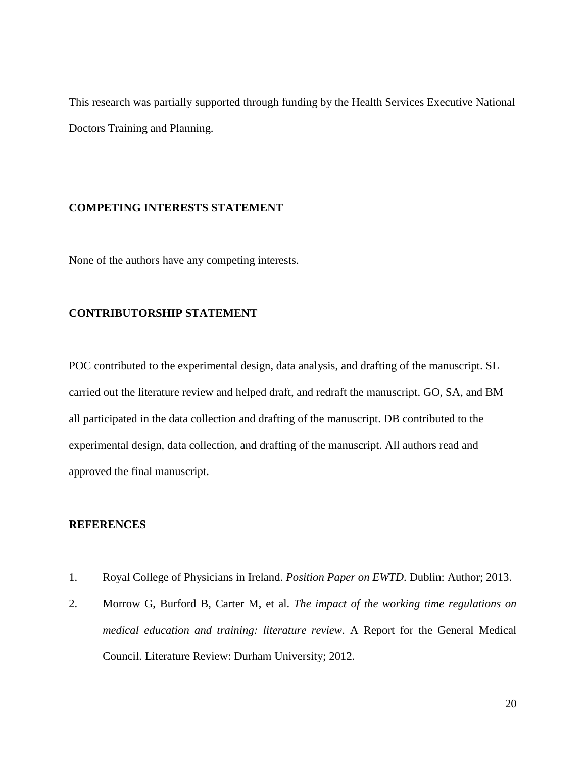This research was partially supported through funding by the Health Services Executive National Doctors Training and Planning.

## COMPETING INTERESTS STATEMENT

None of the authors have any competing interests.

## CONTRIBUTORSHIP STATEMENT

POC contributed to the experimental design, data analysis, and drafting of the manuscript. SL carried out the literature review and helped draft, and redraft the manuscript. GO, SA, and BM all participated in the data collection and drafting of the manuscript. DB contributed to the experimental design, data collection, and drafting of the manuscript. All authors read and approved the final manuscript.

## REFERENCES

1. Royal College of Physicians in Ireland. *Position Paper on EWTD*. Dublin: Author; 2013.
2. Morrow G, Burford B, Carter M, et al. *The impact of the working time regulations on medical education and training: literature review*. A Report for the General Medical Council. Literature Review: Durham University; 2012.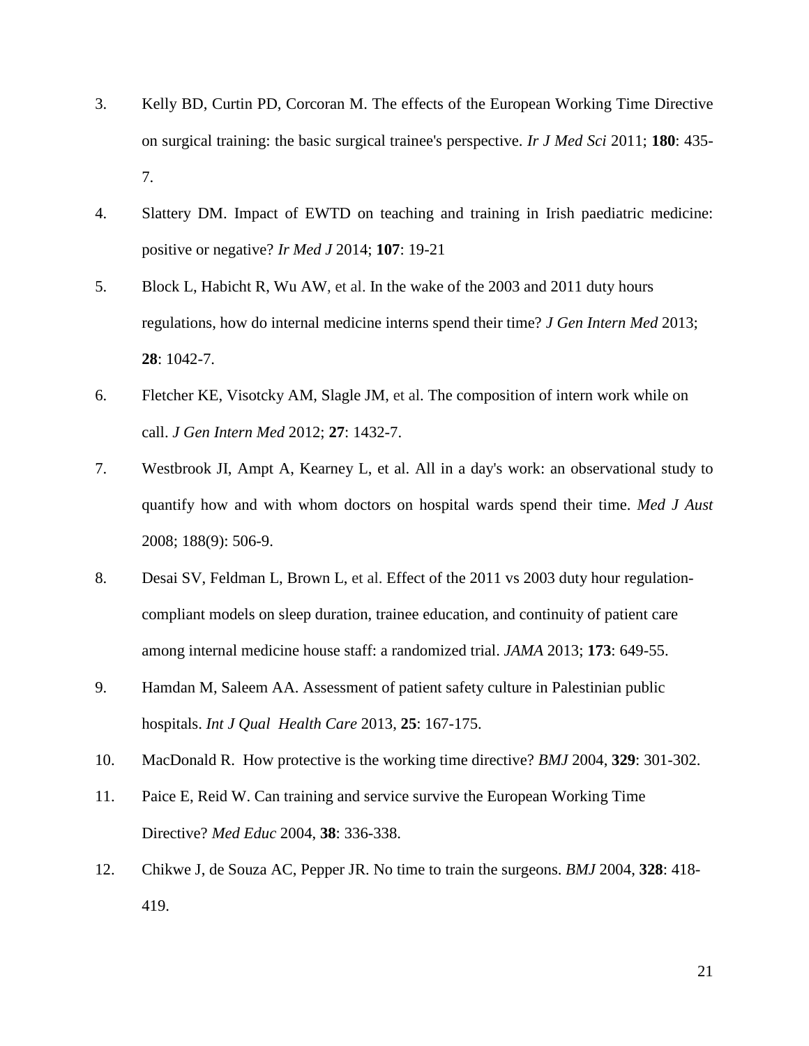3. Kelly BD, Curtin PD, Corcoran M. The effects of the European Working Time Directive on surgical training: the basic surgical trainee's perspective. *Ir J Med Sci* 2011; **180**: 435-7.

4. Slattery DM. Impact of EWTD on teaching and training in Irish paediatric medicine: positive or negative? *Ir Med J* 2014; **107**: 19-21

5. Block L, Habicht R, Wu AW, et al. In the wake of the 2003 and 2011 duty hours regulations, how do internal medicine interns spend their time? *J Gen Intern Med* 2013; **28**: 1042-7.

6. Fletcher KE, Visotcky AM, Slagle JM, et al. The composition of intern work while on call. *J Gen Intern Med* 2012; **27**: 1432-7.

7. Westbrook JI, Ampt A, Kearney L, et al. All in a day's work: an observational study to quantify how and with whom doctors on hospital wards spend their time. *Med J Aust* 2008; 188(9): 506-9.

8. Desai SV, Feldman L, Brown L, et al. Effect of the 2011 vs 2003 duty hour regulation-compliant models on sleep duration, trainee education, and continuity of patient care among internal medicine house staff: a randomized trial. *JAMA* 2013; **173**: 649-55.

9. Hamdan M, Saleem AA. Assessment of patient safety culture in Palestinian public hospitals. *Int J Qual Health Care* 2013, **25**: 167-175.

10. MacDonald R. How protective is the working time directive? *BMJ* 2004, **329**: 301-302.

11. Paice E, Reid W. Can training and service survive the European Working Time Directive? *Med Educ* 2004, **38**: 336-338.

12. Chikwe J, de Souza AC, Pepper JR. No time to train the surgeons. *BMJ* 2004, **328**: 418-419.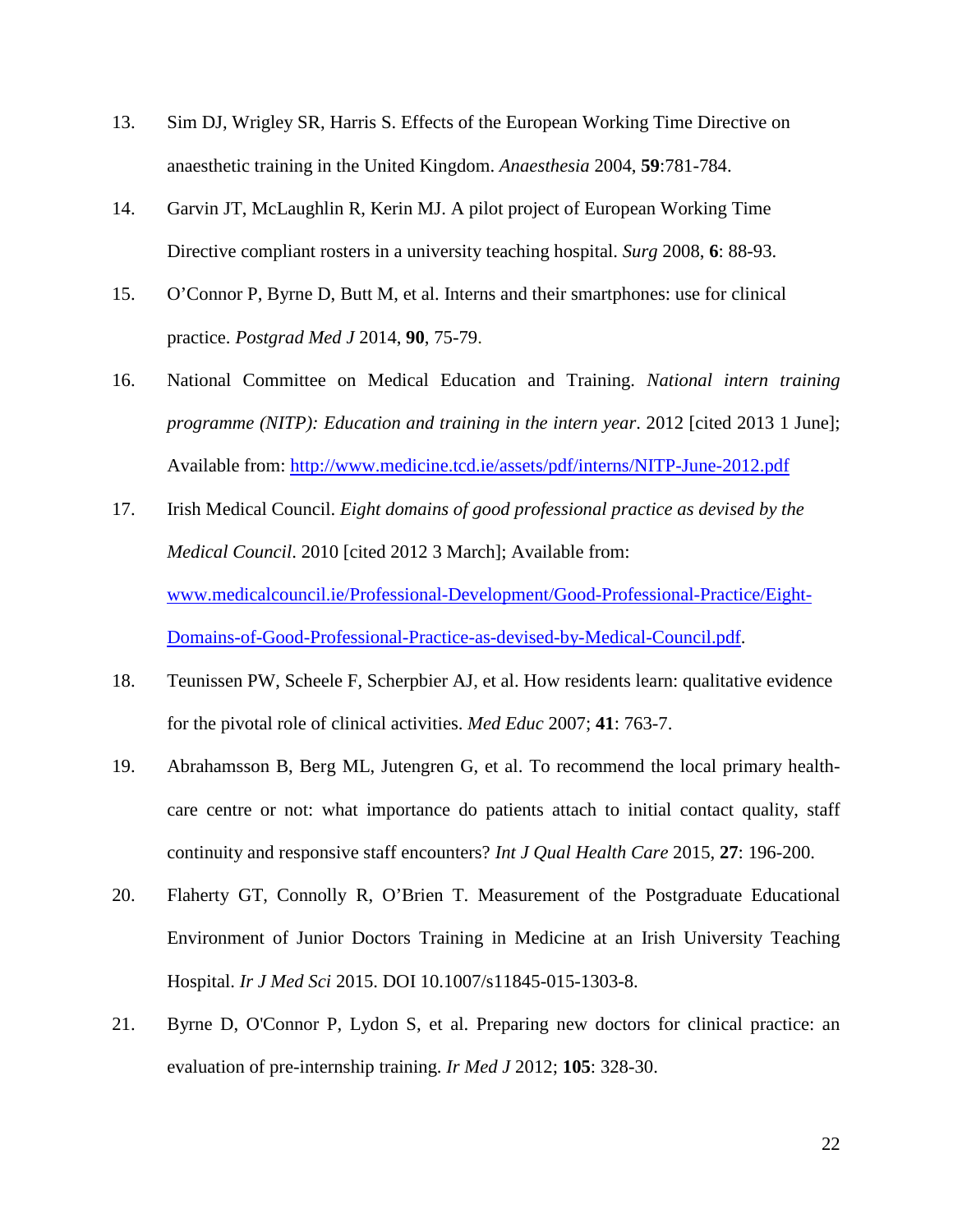13. Sim DJ, Wrigley SR, Harris S. Effects of the European Working Time Directive on anaesthetic training in the United Kingdom. *Anaesthesia* 2004, **59**:781-784.

14. Garvin JT, McLaughlin R, Kerin MJ. A pilot project of European Working Time Directive compliant rosters in a university teaching hospital. *Surg* 2008, **6**: 88-93.

15. O'Connor P, Byrne D, Butt M, et al. Interns and their smartphones: use for clinical practice. *Postgrad Med J* 2014, **90**, 75-79.

16. National Committee on Medical Education and Training. *National intern training programme (NITP): Education and training in the intern year*. 2012 [cited 2013 1 June]; Available from: http://www.medicine.tcd.ie/assets/pdf/interns/NITP-June-2012.pdf

17. Irish Medical Council. *Eight domains of good professional practice as devised by the Medical Council*. 2010 [cited 2012 3 March]; Available from: www.medicalcouncil.ie/Professional-Development/Good-Professional-Practice/Eight-Domains-of-Good-Professional-Practice-as-devised-by-Medical-Council.pdf.

18. Teunissen PW, Scheele F, Scherpbier AJ, et al. How residents learn: qualitative evidence for the pivotal role of clinical activities. *Med Educ* 2007; **41**: 763-7.

19. Abrahamsson B, Berg ML, Jutengren G, et al. To recommend the local primary health-care centre or not: what importance do patients attach to initial contact quality, staff continuity and responsive staff encounters? *Int J Qual Health Care* 2015, **27**: 196-200.

20. Flaherty GT, Connolly R, O'Brien T. Measurement of the Postgraduate Educational Environment of Junior Doctors Training in Medicine at an Irish University Teaching Hospital. *Ir J Med Sci* 2015. DOI 10.1007/s11845-015-1303-8.

21. Byrne D, O'Connor P, Lydon S, et al. Preparing new doctors for clinical practice: an evaluation of pre-internship training. *Ir Med J* 2012; **105**: 328-30.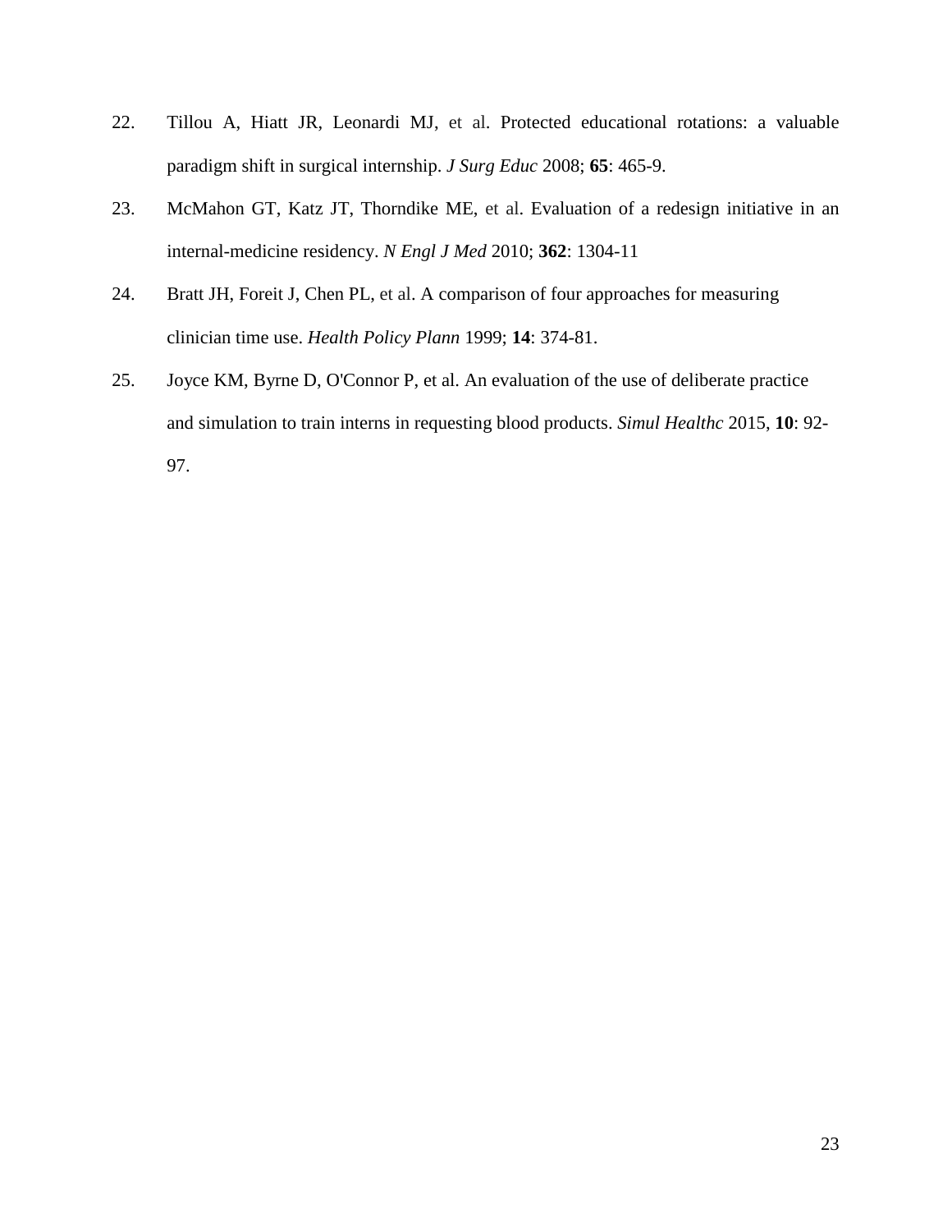22. Tillou A, Hiatt JR, Leonardi MJ, et al. Protected educational rotations: a valuable paradigm shift in surgical internship. *J Surg Educ* 2008; **65**: 465-9.
23. McMahon GT, Katz JT, Thorndike ME, et al. Evaluation of a redesign initiative in an internal-medicine residency. *N Engl J Med* 2010; **362**: 1304-11
24. Bratt JH, Foreit J, Chen PL, et al. A comparison of four approaches for measuring clinician time use. *Health Policy Plann* 1999; **14**: 374-81.
25. Joyce KM, Byrne D, O'Connor P, et al. An evaluation of the use of deliberate practice and simulation to train interns in requesting blood products. *Simul Healthc* 2015, **10**: 92-97.